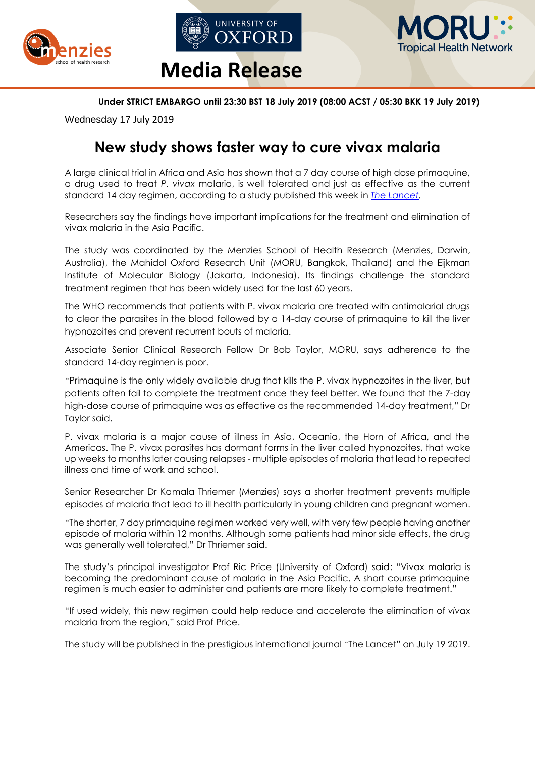# Media Release

**Under STRICT EMBARGO until 23:30 BST 18 July 2019 (08:00 ACST / 05:30 BKK 19 July 2019)**

Wednesday 17 July 2019

## New study shows faster way to cure vivax malaria

A large clinical trial in Africa and Asia has shown that a 7 day course of high dose primaquine, a drug used to treat *P. vivax* malaria, is well tolerated and just as effective as the current standard 14 day regimen, according to a study published this week in *The Lancet*.

Researchers say the findings have important implications for the treatment and elimination of vivax malaria in the Asia Pacific.

The study was coordinated by the Menzies School of Health Research (Menzies, Darwin, Australia), the Mahidol Oxford Research Unit (MORU, Bangkok, Thailand) and the Eijkman Institute of Molecular Biology (Jakarta, Indonesia). Its findings challenge the standard treatment regimen that has been widely used for the last 60 years.

The WHO recommends that patients with P. vivax malaria are treated with antimalarial drugs to clear the parasites in the blood followed by a 14-day course of primaquine to kill the liver hypnozoites and prevent recurrent bouts of malaria.

Associate Senior Clinical Research Fellow Dr Bob Taylor, MORU, says adherence to the standard 14-day regimen is poor.

"Primaquine is the only widely available drug that kills the P. vivax hypnozoites in the liver, but patients often fail to complete the treatment once they feel better. We found that the 7-day high-dose course of primaquine was as effective as the recommended 14-day treatment," Dr Taylor said.

P. vivax malaria is a major cause of illness in Asia, Oceania, the Horn of Africa, and the Americas. The P. vivax parasites has dormant forms in the liver called hypnozoites, that wake up weeks to months later causing relapses - multiple episodes of malaria that lead to repeated illness and time of work and school.

Senior Researcher Dr Kamala Thriemer (Menzies) says a shorter treatment prevents multiple episodes of malaria that lead to ill health particularly in young children and pregnant women.

"The shorter, 7 day primaquine regimen worked very well, with very few people having another episode of malaria within 12 months. Although some patients had minor side effects, the drug was generally well tolerated," Dr Thriemer said.

The study's principal investigator Prof Ric Price (University of Oxford) said: "Vivax malaria is becoming the predominant cause of malaria in the Asia Pacific. A short course primaquine regimen is much easier to administer and patients are more likely to complete treatment."

"If used widely, this new regimen could help reduce and accelerate the elimination of *vivax* malaria from the region," said Prof Price.

The study will be published in the prestigious international journal "The Lancet" on July 19 2019.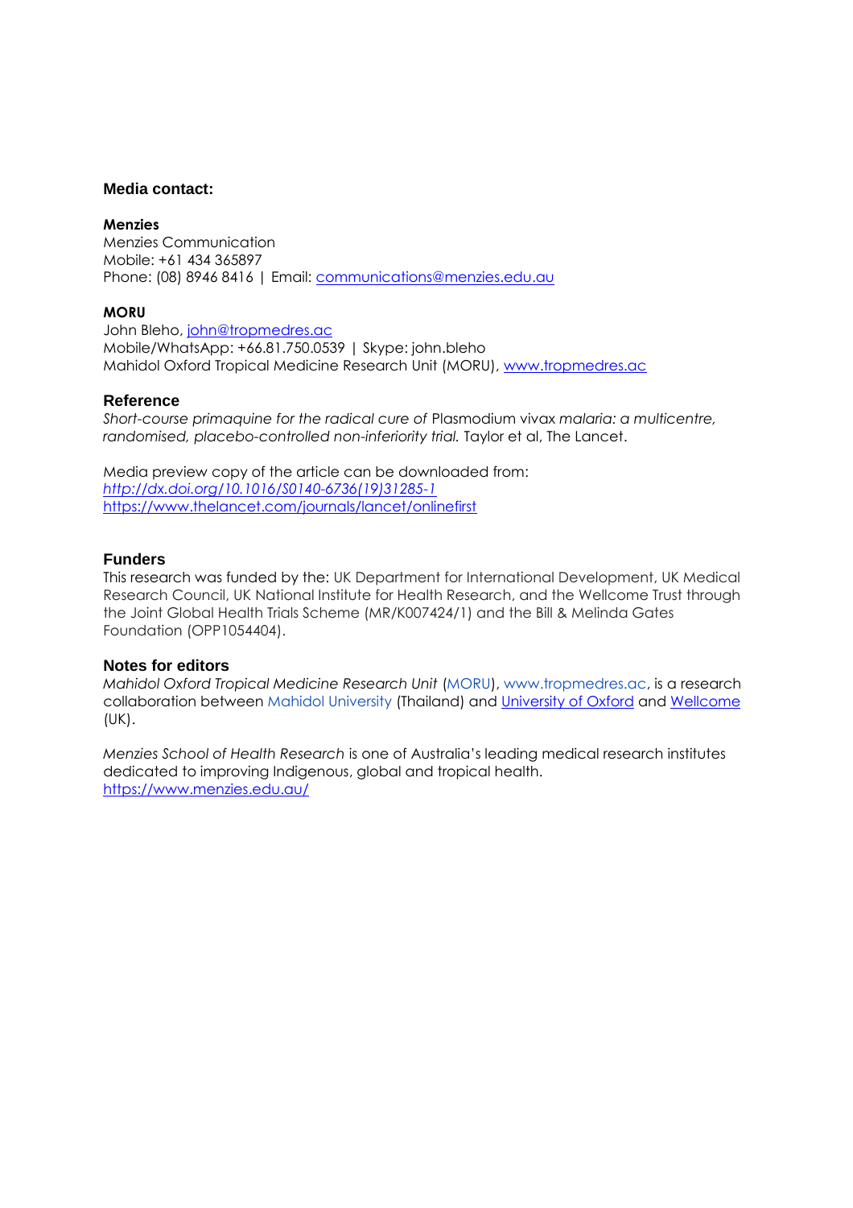### Media contact:

**Menzies**
Menzies Communication
Mobile: +61 434 365897
Phone: (08) 8946 8416 | Email: communications@menzies.edu.au

**MORU**
John Bleho, john@tropmedres.ac
Mobile/WhatsApp: +66.81.750.0539 | Skype: john.bleho
Mahidol Oxford Tropical Medicine Research Unit (MORU), www.tropmedres.ac

### Reference

*Short-course primaquine for the radical cure of* Plasmodium vivax *malaria: a multicentre, randomised, placebo-controlled non-inferiority trial.* Taylor et al, The Lancet.

Media preview copy of the article can be downloaded from:
*http://dx.doi.org/10.1016/S0140-6736(19)31285-1*
https://www.thelancet.com/journals/lancet/onlinefirst

### Funders

This research was funded by the: UK Department for International Development, UK Medical Research Council, UK National Institute for Health Research, and the Wellcome Trust through the Joint Global Health Trials Scheme (MR/K007424/1) and the Bill & Melinda Gates Foundation (OPP1054404).

### Notes for editors

*Mahidol Oxford Tropical Medicine Research Unit* (MORU), www.tropmedres.ac, is a research collaboration between Mahidol University (Thailand) and University of Oxford and Wellcome (UK).

*Menzies School of Health Research* is one of Australia's leading medical research institutes dedicated to improving Indigenous, global and tropical health.
https://www.menzies.edu.au/